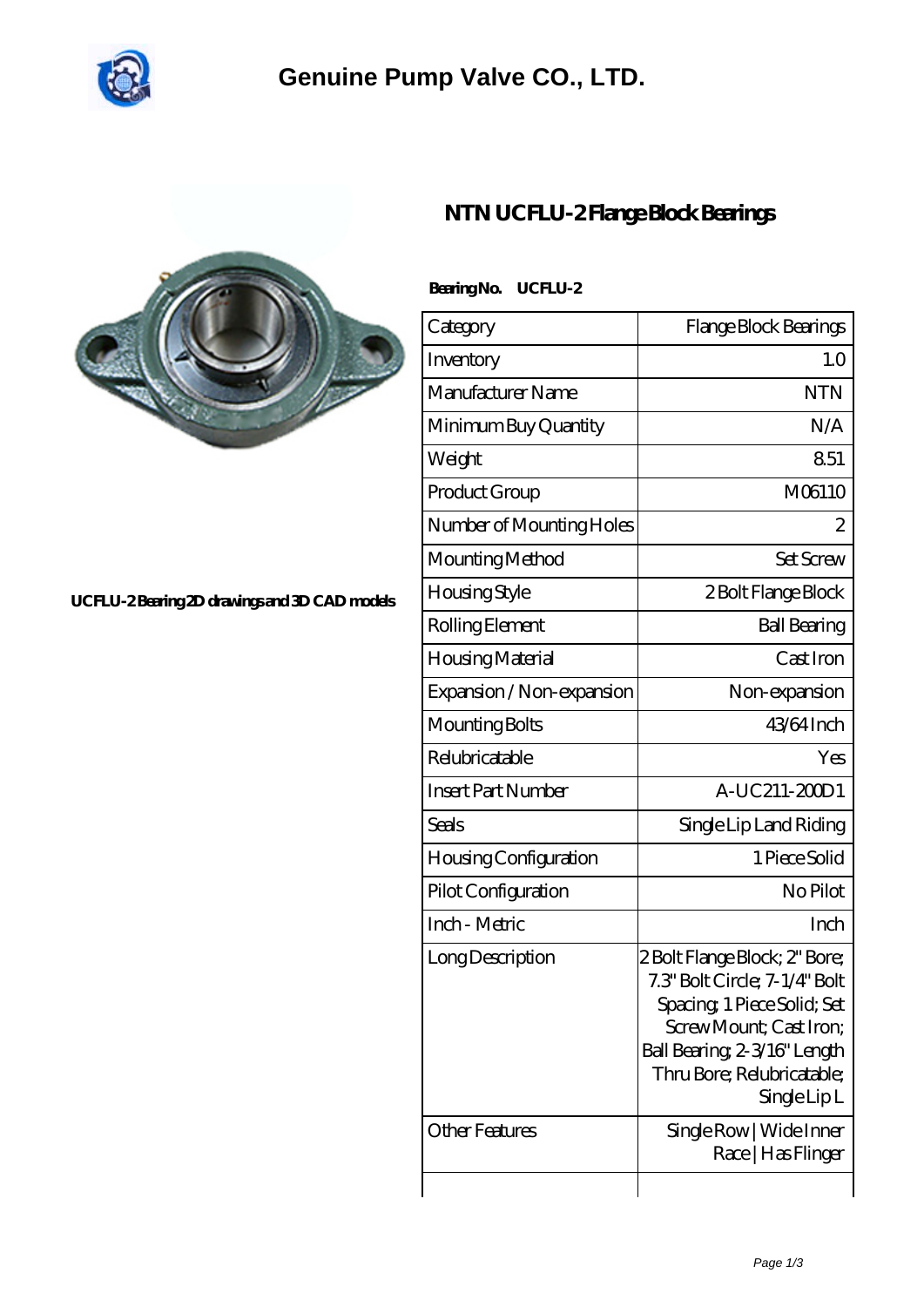# Genuine Pump Valve CO., LTD.

UCFLU-2 Bearing 2D drawings and 3D CAD models

## NTN UCFLU-2 Flange Block Bearings

**Bearing No. UCFLU-2**

| Category | Flange Block Bearings |
|---|---|
| Inventory | 1.0 |
| Manufacturer Name | NTN |
| Minimum Buy Quantity | N/A |
| Weight | 8.51 |
| Product Group | M06110 |
| Number of Mounting Holes | 2 |
| Mounting Method | Set Screw |
| Housing Style | 2 Bolt Flange Block |
| Rolling Element | Ball Bearing |
| Housing Material | Cast Iron |
| Expansion / Non-expansion | Non-expansion |
| Mounting Bolts | 43/64 Inch |
| Relubricatable | Yes |
| Insert Part Number | A-UC211-200D1 |
| Seals | Single Lip Land Riding |
| Housing Configuration | 1 Piece Solid |
| Pilot Configuration | No Pilot |
| Inch - Metric | Inch |
| Long Description | 2 Bolt Flange Block; 2" Bore; 7.3" Bolt Circle; 7-1/4" Bolt Spacing; 1 Piece Solid; Set Screw Mount; Cast Iron; Ball Bearing; 2-3/16" Length Thru Bore; Relubricatable; Single Lip L |
| Other Features | Single Row \| Wide Inner Race \| Has Flinger |
| | |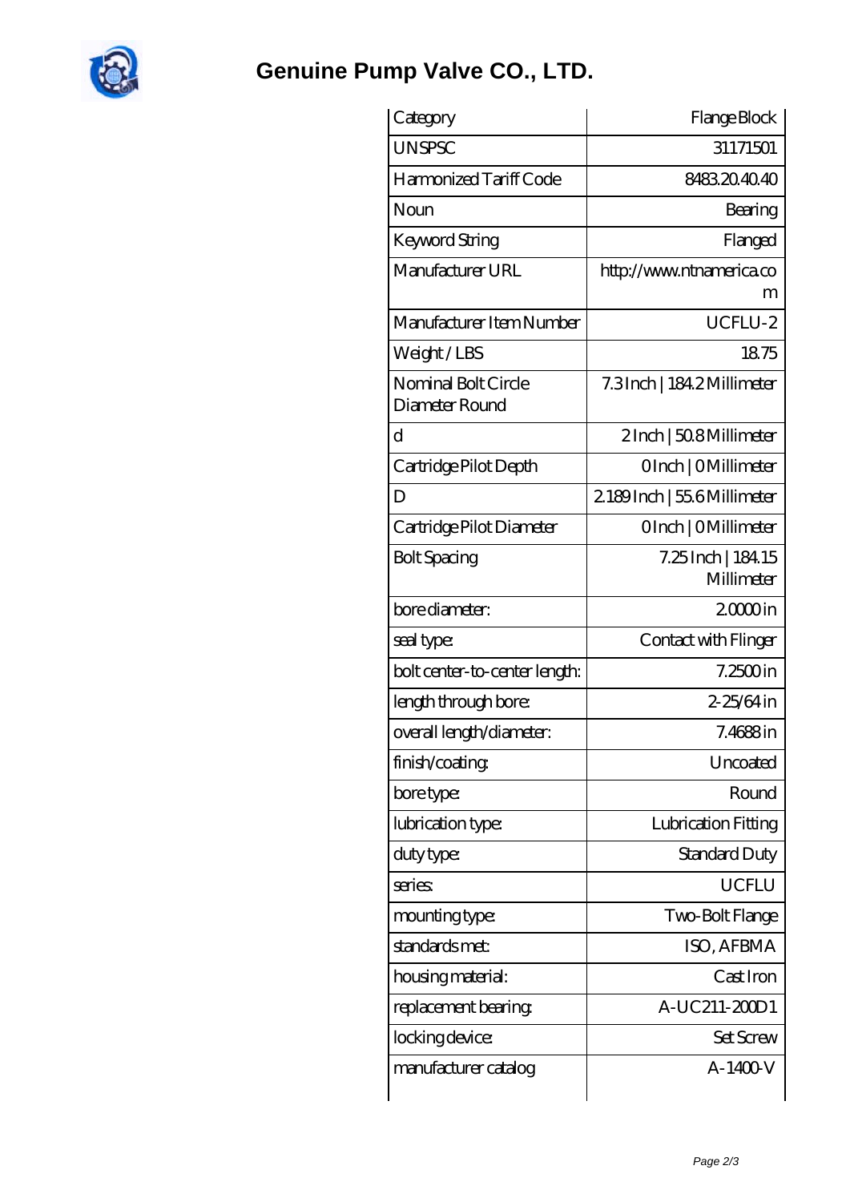# Genuine Pump Valve CO., LTD.

| Category | Flange Block |
|---|---|
| UNSPSC | 31171501 |
| Harmonized Tariff Code | 8483.20.40.40 |
| Noun | Bearing |
| Keyword String | Flanged |
| Manufacturer URL | http://www.ntnamerica.com |
| Manufacturer Item Number | UCFLU-2 |
| Weight / LBS | 18.75 |
| Nominal Bolt Circle Diameter Round | 7.3 Inch \| 184.2 Millimeter |
| d | 2 Inch \| 50.8 Millimeter |
| Cartridge Pilot Depth | 0 Inch \| 0 Millimeter |
| D | 2.189 Inch \| 55.6 Millimeter |
| Cartridge Pilot Diameter | 0 Inch \| 0 Millimeter |
| Bolt Spacing | 7.25 Inch \| 184.15 Millimeter |
| bore diameter: | 2.0000 in |
| seal type: | Contact with Flinger |
| bolt center-to-center length: | 7.2500 in |
| length through bore: | 2-25/64 in |
| overall length/diameter: | 7.4688 in |
| finish/coating: | Uncoated |
| bore type: | Round |
| lubrication type: | Lubrication Fitting |
| duty type: | Standard Duty |
| series: | UCFLU |
| mounting type: | Two-Bolt Flange |
| standards met: | ISO, AFBMA |
| housing material: | Cast Iron |
| replacement bearing: | A-UC211-200D1 |
| locking device: | Set Screw |
| manufacturer catalog | A-1400-V |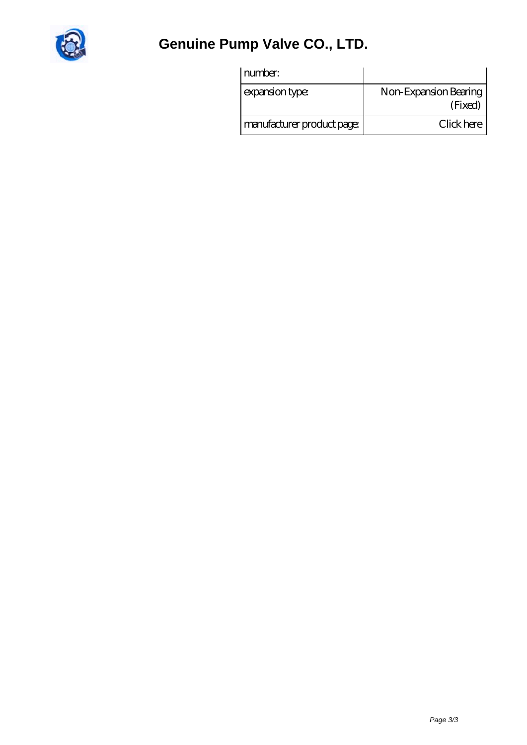| | |
|---|---|
| number: | |
| expansion type: | Non-Expansion Bearing (Fixed) |
| manufacturer product page: | Click here |